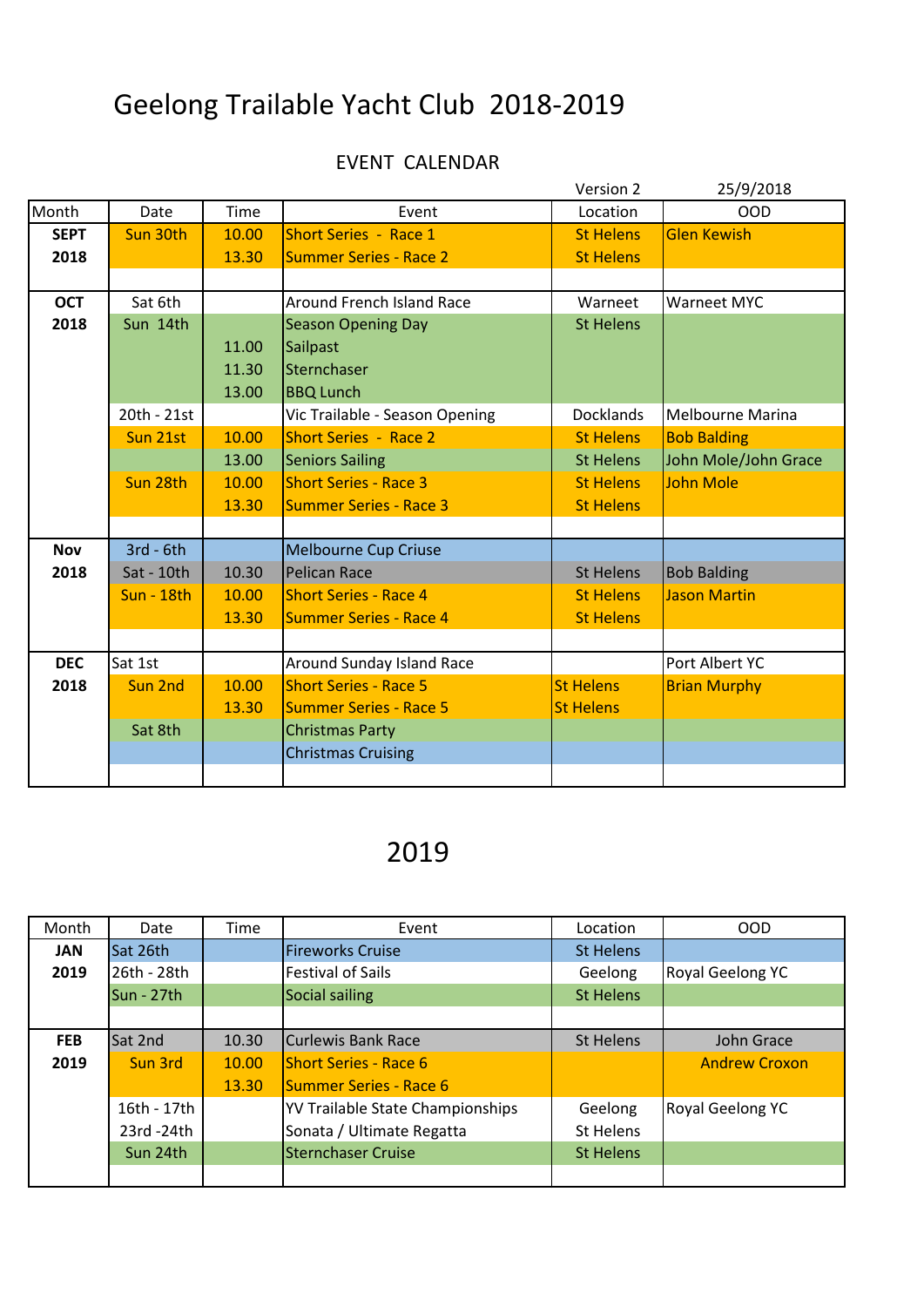# Geelong Trailable Yacht Club 2018-2019

## EVENT CALENDAR

Version 2 25/9/2018

| Month | Date | Time | Event | Location | OOD |
|---|---|---|---|---|---|
| **SEPT** | Sun 30th | 10.00 | Short Series - Race 1 | St Helens | Glen Kewish |
| **2018** | | 13.30 | Summer Series - Race 2 | St Helens | |
| | | | | | |
| **OCT** | Sat 6th | | Around French Island Race | Warneet | Warneet MYC |
| **2018** | Sun 14th | | Season Opening Day | St Helens | |
| | | 11.00 | Sailpast | | |
| | | 11.30 | Sternchaser | | |
| | | 13.00 | BBQ Lunch | | |
| | 20th - 21st | | Vic Trailable - Season Opening | Docklands | Melbourne Marina |
| | Sun 21st | 10.00 | Short Series - Race 2 | St Helens | Bob Balding |
| | | 13.00 | Seniors Sailing | St Helens | John Mole/John Grace |
| | Sun 28th | 10.00 | Short Series - Race 3 | St Helens | John Mole |
| | | 13.30 | Summer Series - Race 3 | St Helens | |
| | | | | | |
| **Nov** | 3rd - 6th | | Melbourne Cup Criuse | | |
| **2018** | Sat - 10th | 10.30 | Pelican Race | St Helens | Bob Balding |
| | Sun - 18th | 10.00 | Short Series - Race 4 | St Helens | Jason Martin |
| | | 13.30 | Summer Series - Race 4 | St Helens | |
| | | | | | |
| **DEC** | Sat 1st | | Around Sunday Island Race | | Port Albert YC |
| **2018** | Sun 2nd | 10.00 | Short Series - Race 5 | St Helens | Brian Murphy |
| | | 13.30 | Summer Series - Race 5 | St Helens | |
| | Sat 8th | | Christmas Party | | |
| | | | Christmas Cruising | | |
| | | | | | |

# 2019

| Month | Date | Time | Event | Location | OOD |
|---|---|---|---|---|---|
| **JAN** | Sat 26th | | Fireworks Cruise | St Helens | |
| **2019** | 26th - 28th | | Festival of Sails | Geelong | Royal Geelong YC |
| | Sun - 27th | | Social sailing | St Helens | |
| | | | | | |
| **FEB** | Sat 2nd | 10.30 | Curlewis Bank Race | St Helens | John Grace |
| **2019** | Sun 3rd | 10.00 | Short Series - Race 6 | | Andrew Croxon |
| | | 13.30 | Summer Series - Race 6 | | |
| | 16th - 17th | | YV Trailable State Championships | Geelong | Royal Geelong YC |
| | 23rd -24th | | Sonata / Ultimate Regatta | St Helens | |
| | Sun 24th | | Sternchaser Cruise | St Helens | |
| | | | | | |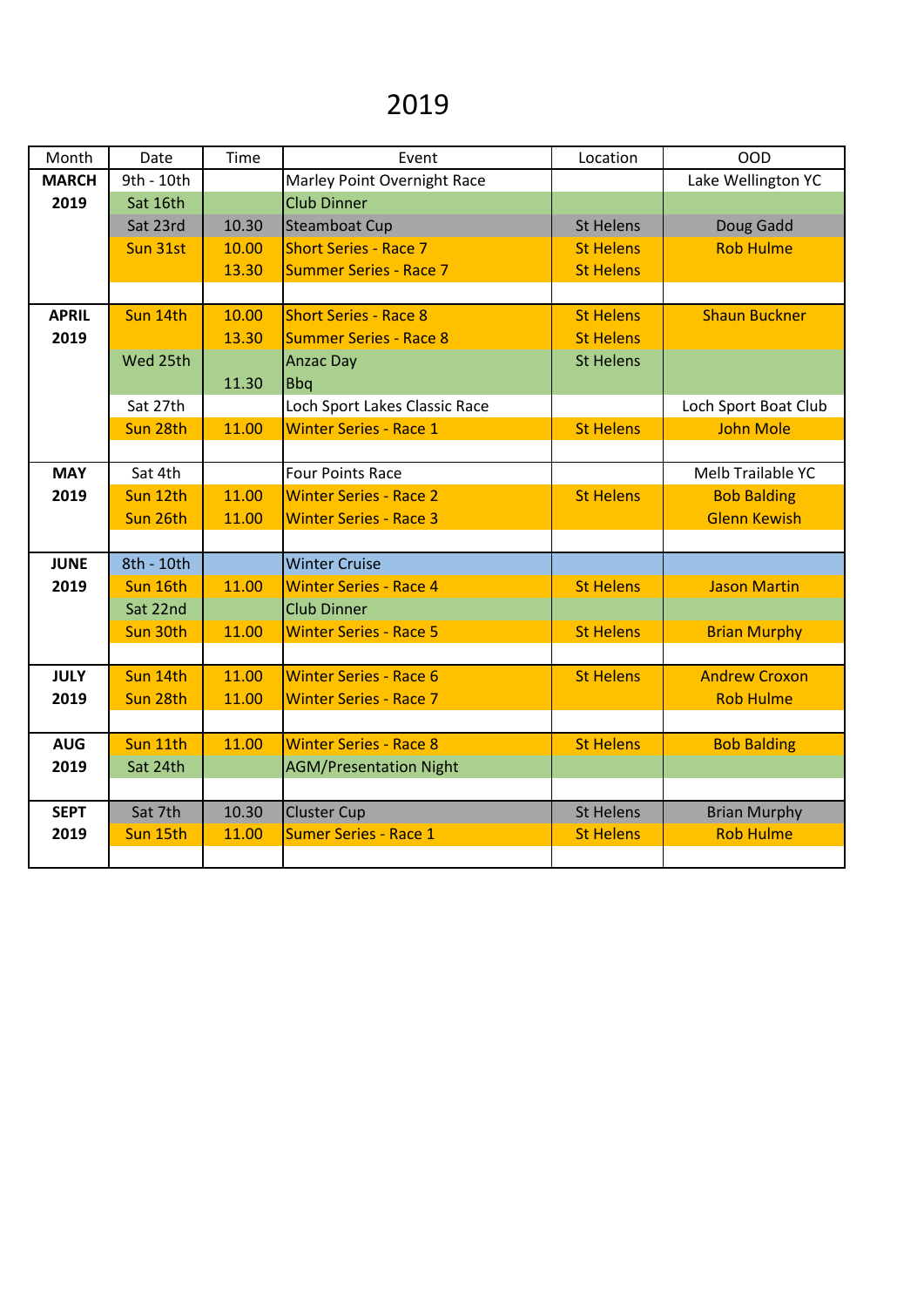# 2019

| Month | Date | Time | Event | Location | OOD |
|---|---|---|---|---|---|
| **MARCH** | 9th - 10th | | Marley Point Overnight Race | | Lake Wellington YC |
| **2019** | Sat 16th | | Club Dinner | | |
| | Sat 23rd | 10.30 | Steamboat Cup | St Helens | Doug Gadd |
| | Sun 31st | 10.00 | Short Series - Race 7 | St Helens | Rob Hulme |
| | | 13.30 | Summer Series - Race 7 | St Helens | |
| | | | | | |
| **APRIL** | Sun 14th | 10.00 | Short Series - Race 8 | St Helens | Shaun Buckner |
| **2019** | | 13.30 | Summer Series - Race 8 | St Helens | |
| | Wed 25th | | Anzac Day | St Helens | |
| | | 11.30 | Bbq | | |
| | Sat 27th | | Loch Sport Lakes Classic Race | | Loch Sport Boat Club |
| | Sun 28th | 11.00 | Winter Series - Race 1 | St Helens | John Mole |
| | | | | | |
| **MAY** | Sat 4th | | Four Points Race | | Melb Trailable YC |
| **2019** | Sun 12th | 11.00 | Winter Series - Race 2 | St Helens | Bob Balding |
| | Sun 26th | 11.00 | Winter Series - Race 3 | | Glenn Kewish |
| | | | | | |
| **JUNE** | 8th - 10th | | Winter Cruise | | |
| **2019** | Sun 16th | 11.00 | Winter Series - Race 4 | St Helens | Jason Martin |
| | Sat 22nd | | Club Dinner | | |
| | Sun 30th | 11.00 | Winter Series - Race 5 | St Helens | Brian Murphy |
| | | | | | |
| **JULY** | Sun 14th | 11.00 | Winter Series - Race 6 | St Helens | Andrew Croxon |
| **2019** | Sun 28th | 11.00 | Winter Series - Race 7 | | Rob Hulme |
| | | | | | |
| **AUG** | Sun 11th | 11.00 | Winter Series - Race 8 | St Helens | Bob Balding |
| **2019** | Sat 24th | | AGM/Presentation Night | | |
| | | | | | |
| **SEPT** | Sat 7th | 10.30 | Cluster Cup | St Helens | Brian Murphy |
| **2019** | Sun 15th | 11.00 | Sumer Series - Race 1 | St Helens | Rob Hulme |
| | | | | | |